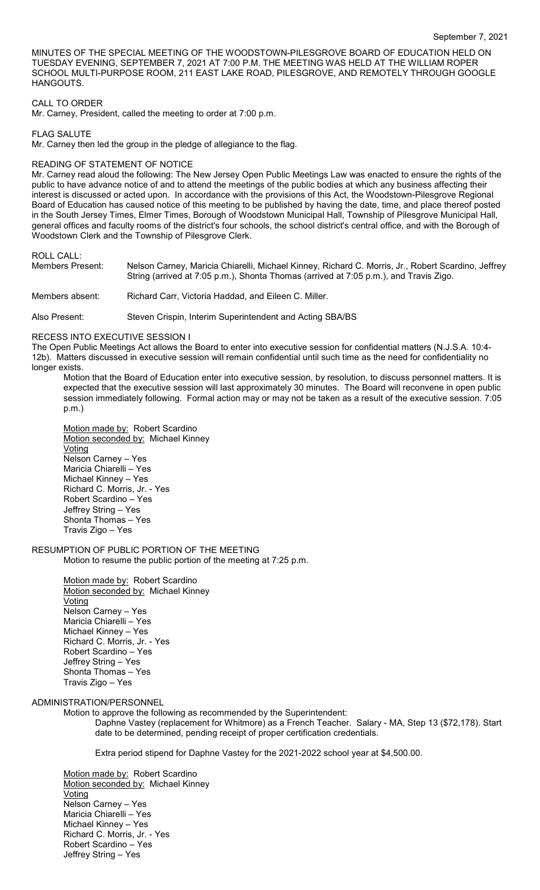September 7, 2021

MINUTES OF THE SPECIAL MEETING OF THE WOODSTOWN-PILESGROVE BOARD OF EDUCATION HELD ON TUESDAY EVENING, SEPTEMBER 7, 2021 AT 7:00 P.M. THE MEETING WAS HELD AT THE WILLIAM ROPER SCHOOL MULTI-PURPOSE ROOM, 211 EAST LAKE ROAD, PILESGROVE, AND REMOTELY THROUGH GOOGLE HANGOUTS.

CALL TO ORDER

Mr. Carney, President, called the meeting to order at 7:00 p.m.

FLAG SALUTE

Mr. Carney then led the group in the pledge of allegiance to the flag.

READING OF STATEMENT OF NOTICE

Mr. Carney read aloud the following: The New Jersey Open Public Meetings Law was enacted to ensure the rights of the public to have advance notice of and to attend the meetings of the public bodies at which any business affecting their interest is discussed or acted upon. In accordance with the provisions of this Act, the Woodstown-Pilesgrove Regional Board of Education has caused notice of this meeting to be published by having the date, time, and place thereof posted in the South Jersey Times, Elmer Times, Borough of Woodstown Municipal Hall, Township of Pilesgrove Municipal Hall, general offices and faculty rooms of the district's four schools, the school district's central office, and with the Borough of Woodstown Clerk and the Township of Pilesgrove Clerk.

ROLL CALL:

Members Present: Nelson Carney, Maricia Chiarelli, Michael Kinney, Richard C. Morris, Jr., Robert Scardino, Jeffrey String (arrived at 7:05 p.m.), Shonta Thomas (arrived at 7:05 p.m.), and Travis Zigo.

Members absent: Richard Carr, Victoria Haddad, and Eileen C. Miller.

Also Present: Steven Crispin, Interim Superintendent and Acting SBA/BS

RECESS INTO EXECUTIVE SESSION I

The Open Public Meetings Act allows the Board to enter into executive session for confidential matters (N.J.S.A. 10:4-12b). Matters discussed in executive session will remain confidential until such time as the need for confidentiality no longer exists.

Motion that the Board of Education enter into executive session, by resolution, to discuss personnel matters. It is expected that the executive session will last approximately 30 minutes. The Board will reconvene in open public session immediately following. Formal action may or may not be taken as a result of the executive session. 7:05 p.m.)

Motion made by: Robert Scardino
Motion seconded by: Michael Kinney
Voting
Nelson Carney – Yes
Maricia Chiarelli – Yes
Michael Kinney – Yes
Richard C. Morris, Jr. - Yes
Robert Scardino – Yes
Jeffrey String – Yes
Shonta Thomas – Yes
Travis Zigo – Yes

RESUMPTION OF PUBLIC PORTION OF THE MEETING

Motion to resume the public portion of the meeting at 7:25 p.m.

Motion made by: Robert Scardino
Motion seconded by: Michael Kinney
Voting
Nelson Carney – Yes
Maricia Chiarelli – Yes
Michael Kinney – Yes
Richard C. Morris, Jr. - Yes
Robert Scardino – Yes
Jeffrey String – Yes
Shonta Thomas – Yes
Travis Zigo – Yes

ADMINISTRATION/PERSONNEL

Motion to approve the following as recommended by the Superintendent:

Daphne Vastey (replacement for Whitmore) as a French Teacher. Salary - MA, Step 13 ($72,178). Start date to be determined, pending receipt of proper certification credentials.

Extra period stipend for Daphne Vastey for the 2021-2022 school year at $4,500.00.

Motion made by: Robert Scardino
Motion seconded by: Michael Kinney
Voting
Nelson Carney – Yes
Maricia Chiarelli – Yes
Michael Kinney – Yes
Richard C. Morris, Jr. - Yes
Robert Scardino – Yes
Jeffrey String – Yes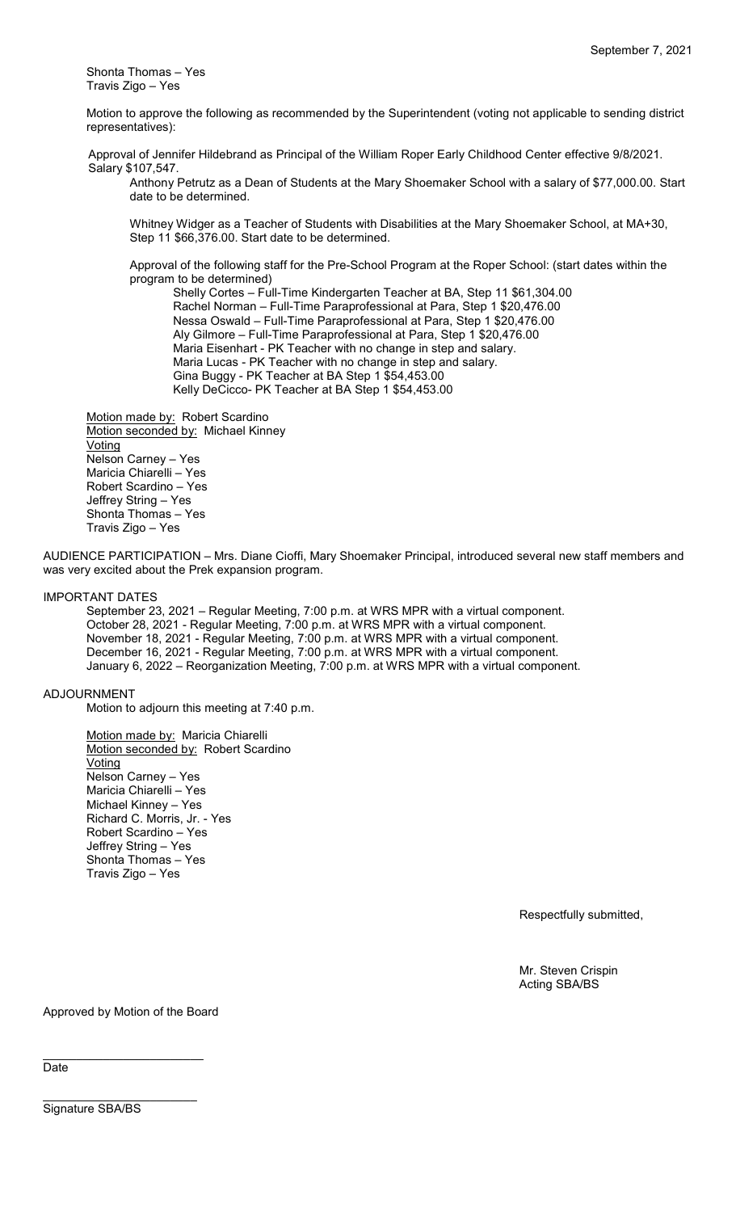Shonta Thomas – Yes
Travis Zigo – Yes

Motion to approve the following as recommended by the Superintendent (voting not applicable to sending district representatives):

Approval of Jennifer Hildebrand as Principal of the William Roper Early Childhood Center effective 9/8/2021. Salary $107,547.

Anthony Petrutz as a Dean of Students at the Mary Shoemaker School with a salary of $77,000.00. Start date to be determined.

Whitney Widger as a Teacher of Students with Disabilities at the Mary Shoemaker School, at MA+30, Step 11 $66,376.00. Start date to be determined.

Approval of the following staff for the Pre-School Program at the Roper School: (start dates within the program to be determined)

- Shelly Cortes – Full-Time Kindergarten Teacher at BA, Step 11 $61,304.00
- Rachel Norman – Full-Time Paraprofessional at Para, Step 1 $20,476.00
- Nessa Oswald – Full-Time Paraprofessional at Para, Step 1 $20,476.00
- Aly Gilmore – Full-Time Paraprofessional at Para, Step 1 $20,476.00
- Maria Eisenhart - PK Teacher with no change in step and salary.
- Maria Lucas - PK Teacher with no change in step and salary.
- Gina Buggy - PK Teacher at BA Step 1 $54,453.00
- Kelly DeCicco- PK Teacher at BA Step 1 $54,453.00

Motion made by: Robert Scardino
Motion seconded by: Michael Kinney
Voting
Nelson Carney – Yes
Maricia Chiarelli – Yes
Robert Scardino – Yes
Jeffrey String – Yes
Shonta Thomas – Yes
Travis Zigo – Yes

AUDIENCE PARTICIPATION – Mrs. Diane Cioffi, Mary Shoemaker Principal, introduced several new staff members and was very excited about the Prek expansion program.

IMPORTANT DATES

September 23, 2021 – Regular Meeting, 7:00 p.m. at WRS MPR with a virtual component.
October 28, 2021 - Regular Meeting, 7:00 p.m. at WRS MPR with a virtual component.
November 18, 2021 - Regular Meeting, 7:00 p.m. at WRS MPR with a virtual component.
December 16, 2021 - Regular Meeting, 7:00 p.m. at WRS MPR with a virtual component.
January 6, 2022 – Reorganization Meeting, 7:00 p.m. at WRS MPR with a virtual component.

ADJOURNMENT

Motion to adjourn this meeting at 7:40 p.m.

Motion made by: Maricia Chiarelli
Motion seconded by: Robert Scardino
Voting
Nelson Carney – Yes
Maricia Chiarelli – Yes
Michael Kinney – Yes
Richard C. Morris, Jr. - Yes
Robert Scardino – Yes
Jeffrey String – Yes
Shonta Thomas – Yes
Travis Zigo – Yes

Respectfully submitted,

Mr. Steven Crispin
Acting SBA/BS

Approved by Motion of the Board

Date

Signature SBA/BS